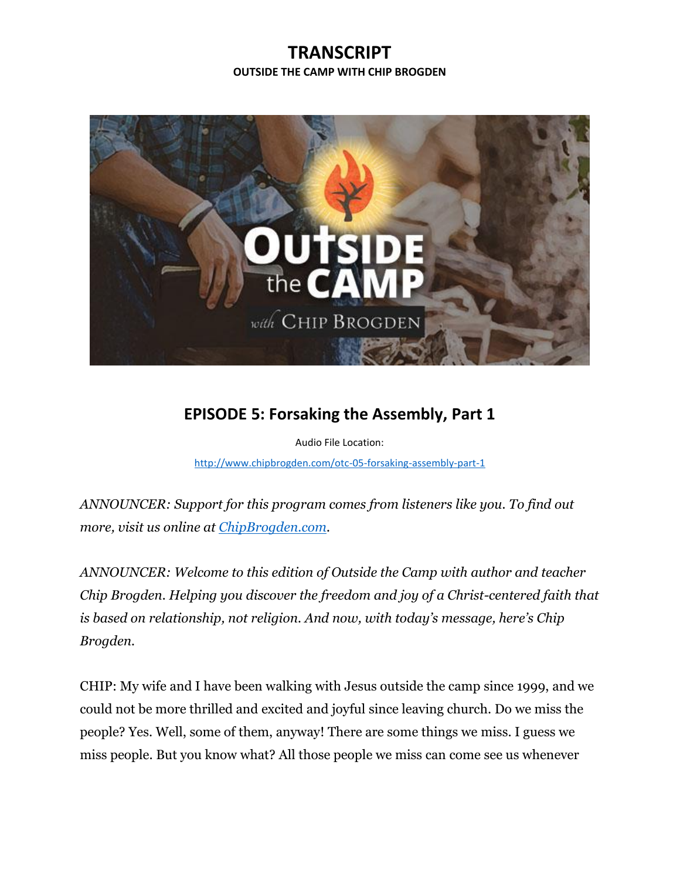# TRANSCRIPT

**OUTSIDE THE CAMP WITH CHIP BROGDEN**

## EPISODE 5: Forsaking the Assembly, Part 1

Audio File Location:

http://www.chipbrogden.com/otc-05-forsaking-assembly-part-1

*ANNOUNCER: Support for this program comes from listeners like you. To find out more, visit us online at ChipBrogden.com.*

*ANNOUNCER: Welcome to this edition of Outside the Camp with author and teacher Chip Brogden. Helping you discover the freedom and joy of a Christ-centered faith that is based on relationship, not religion. And now, with today's message, here's Chip Brogden.*

CHIP: My wife and I have been walking with Jesus outside the camp since 1999, and we could not be more thrilled and excited and joyful since leaving church. Do we miss the people? Yes. Well, some of them, anyway! There are some things we miss. I guess we miss people. But you know what? All those people we miss can come see us whenever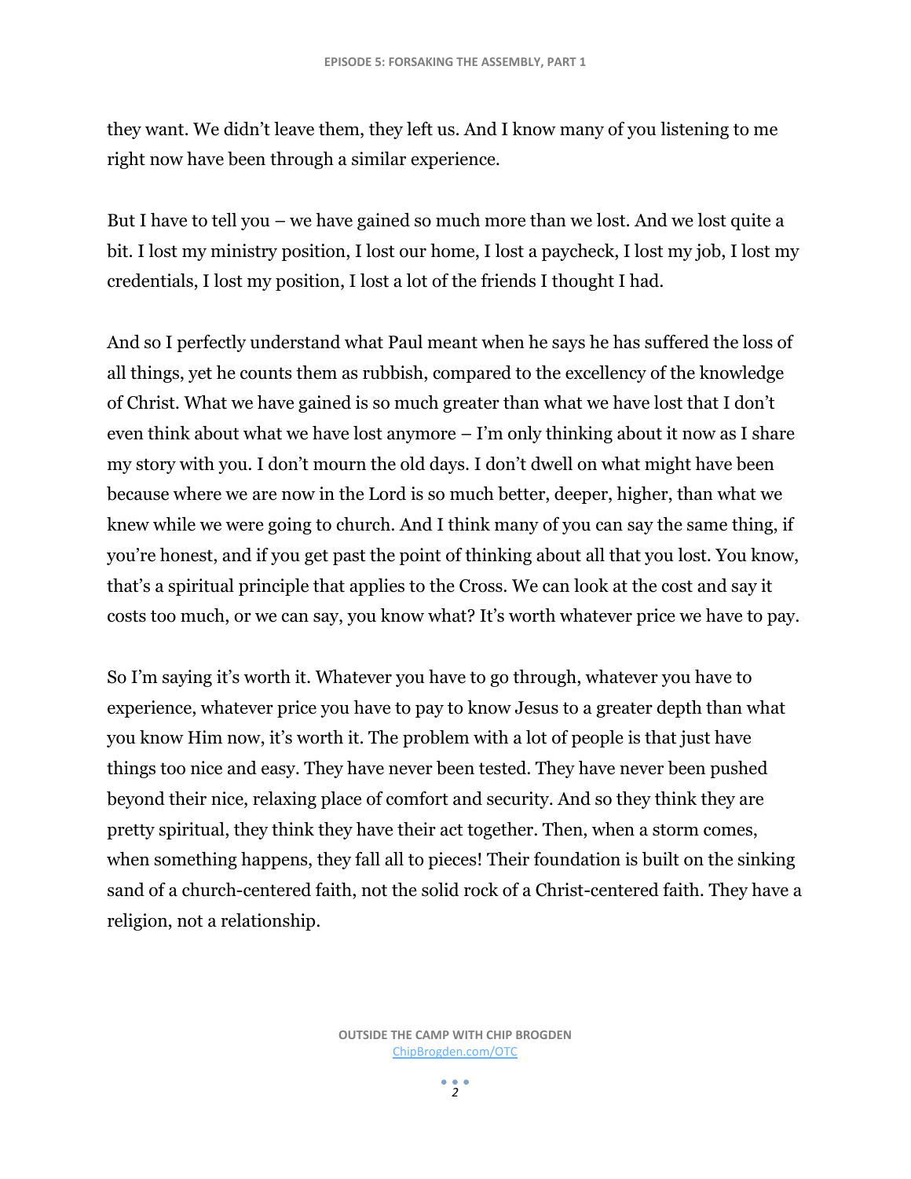they want. We didn't leave them, they left us. And I know many of you listening to me right now have been through a similar experience.

But I have to tell you – we have gained so much more than we lost. And we lost quite a bit. I lost my ministry position, I lost our home, I lost a paycheck, I lost my job, I lost my credentials, I lost my position, I lost a lot of the friends I thought I had.

And so I perfectly understand what Paul meant when he says he has suffered the loss of all things, yet he counts them as rubbish, compared to the excellency of the knowledge of Christ. What we have gained is so much greater than what we have lost that I don't even think about what we have lost anymore – I'm only thinking about it now as I share my story with you. I don't mourn the old days. I don't dwell on what might have been because where we are now in the Lord is so much better, deeper, higher, than what we knew while we were going to church. And I think many of you can say the same thing, if you're honest, and if you get past the point of thinking about all that you lost. You know, that's a spiritual principle that applies to the Cross. We can look at the cost and say it costs too much, or we can say, you know what? It's worth whatever price we have to pay.

So I'm saying it's worth it. Whatever you have to go through, whatever you have to experience, whatever price you have to pay to know Jesus to a greater depth than what you know Him now, it's worth it. The problem with a lot of people is that just have things too nice and easy. They have never been tested. They have never been pushed beyond their nice, relaxing place of comfort and security. And so they think they are pretty spiritual, they think they have their act together. Then, when a storm comes, when something happens, they fall all to pieces! Their foundation is built on the sinking sand of a church-centered faith, not the solid rock of a Christ-centered faith. They have a religion, not a relationship.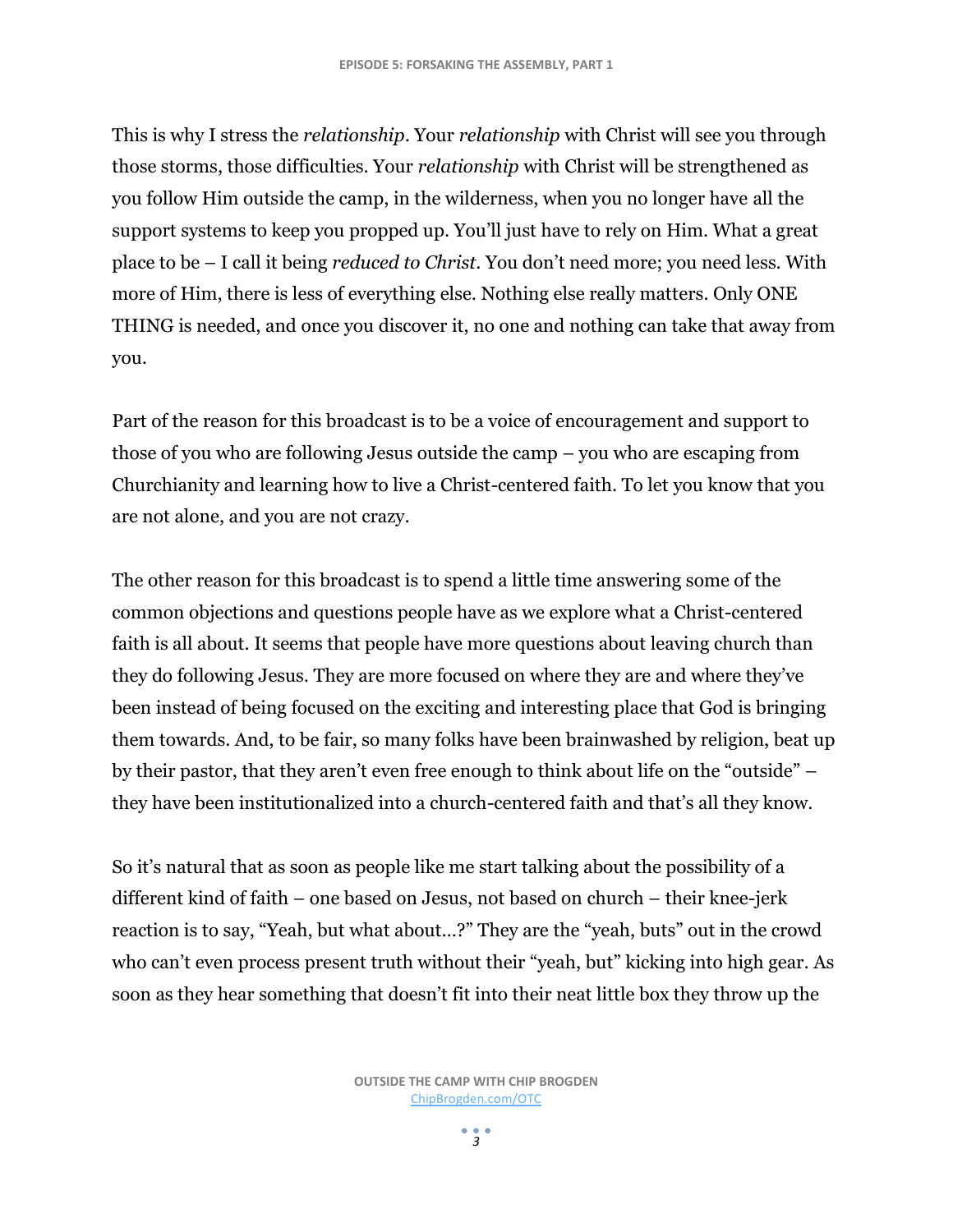This is why I stress the *relationship*. Your *relationship* with Christ will see you through those storms, those difficulties. Your *relationship* with Christ will be strengthened as you follow Him outside the camp, in the wilderness, when you no longer have all the support systems to keep you propped up. You'll just have to rely on Him. What a great place to be – I call it being *reduced to Christ*. You don't need more; you need less. With more of Him, there is less of everything else. Nothing else really matters. Only ONE THING is needed, and once you discover it, no one and nothing can take that away from you.

Part of the reason for this broadcast is to be a voice of encouragement and support to those of you who are following Jesus outside the camp – you who are escaping from Churchianity and learning how to live a Christ-centered faith. To let you know that you are not alone, and you are not crazy.

The other reason for this broadcast is to spend a little time answering some of the common objections and questions people have as we explore what a Christ-centered faith is all about. It seems that people have more questions about leaving church than they do following Jesus. They are more focused on where they are and where they've been instead of being focused on the exciting and interesting place that God is bringing them towards. And, to be fair, so many folks have been brainwashed by religion, beat up by their pastor, that they aren't even free enough to think about life on the "outside" – they have been institutionalized into a church-centered faith and that's all they know.

So it's natural that as soon as people like me start talking about the possibility of a different kind of faith – one based on Jesus, not based on church – their knee-jerk reaction is to say, "Yeah, but what about…?" They are the "yeah, buts" out in the crowd who can't even process present truth without their "yeah, but" kicking into high gear. As soon as they hear something that doesn't fit into their neat little box they throw up the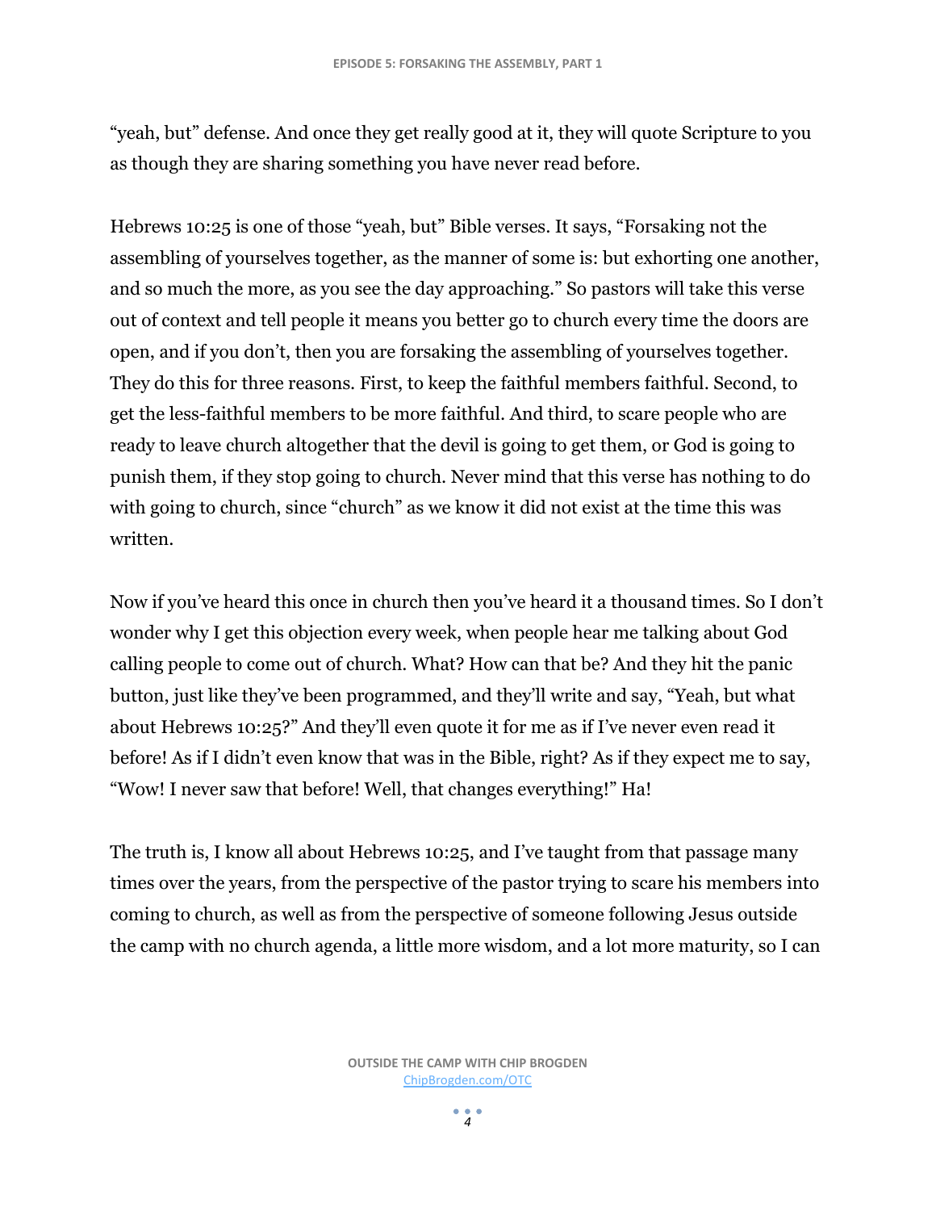"yeah, but" defense. And once they get really good at it, they will quote Scripture to you as though they are sharing something you have never read before.

Hebrews 10:25 is one of those "yeah, but" Bible verses. It says, "Forsaking not the assembling of yourselves together, as the manner of some is: but exhorting one another, and so much the more, as you see the day approaching." So pastors will take this verse out of context and tell people it means you better go to church every time the doors are open, and if you don't, then you are forsaking the assembling of yourselves together. They do this for three reasons. First, to keep the faithful members faithful. Second, to get the less-faithful members to be more faithful. And third, to scare people who are ready to leave church altogether that the devil is going to get them, or God is going to punish them, if they stop going to church. Never mind that this verse has nothing to do with going to church, since "church" as we know it did not exist at the time this was written.

Now if you've heard this once in church then you've heard it a thousand times. So I don't wonder why I get this objection every week, when people hear me talking about God calling people to come out of church. What? How can that be? And they hit the panic button, just like they've been programmed, and they'll write and say, "Yeah, but what about Hebrews 10:25?" And they'll even quote it for me as if I've never even read it before! As if I didn't even know that was in the Bible, right? As if they expect me to say, "Wow! I never saw that before! Well, that changes everything!" Ha!

The truth is, I know all about Hebrews 10:25, and I've taught from that passage many times over the years, from the perspective of the pastor trying to scare his members into coming to church, as well as from the perspective of someone following Jesus outside the camp with no church agenda, a little more wisdom, and a lot more maturity, so I can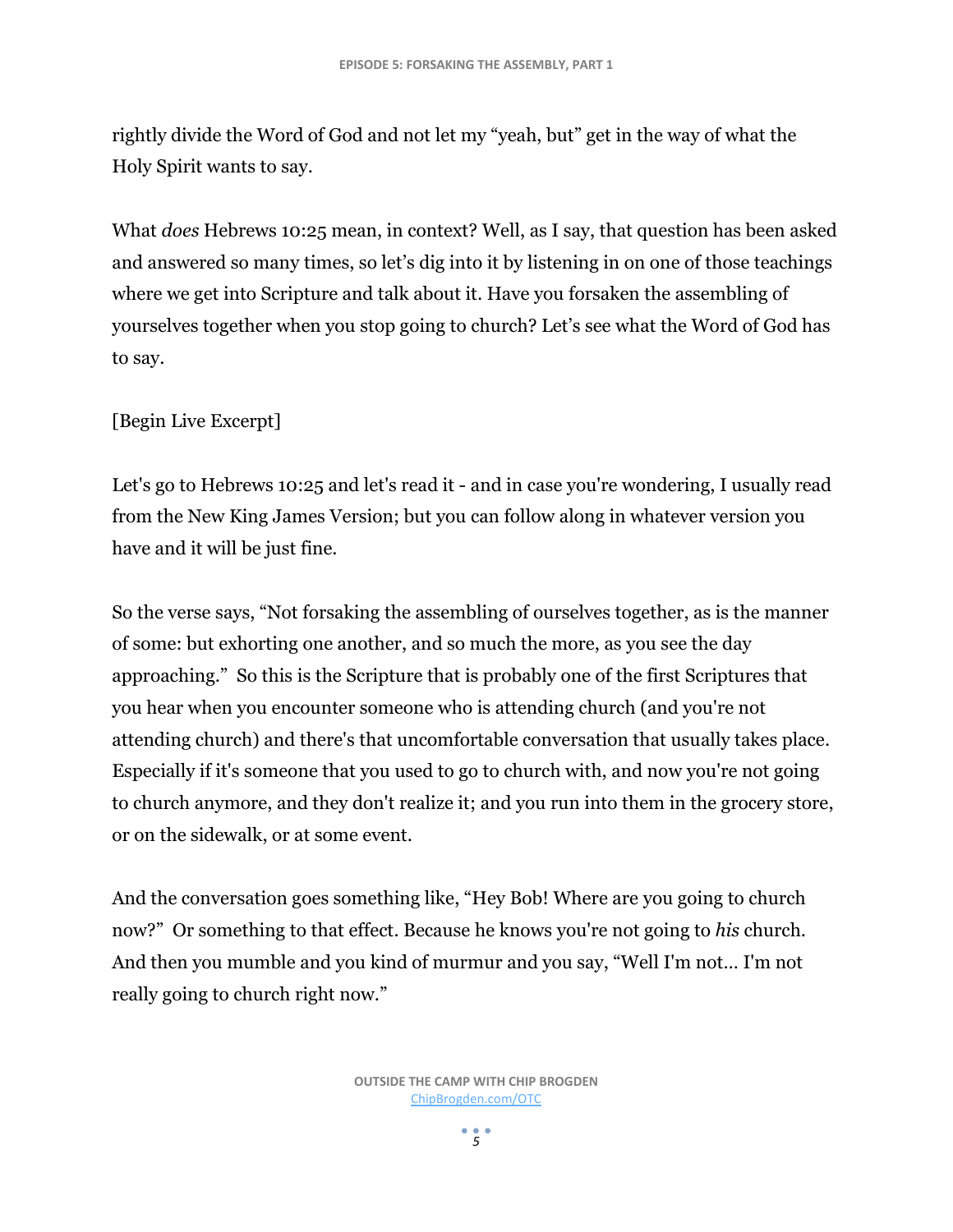rightly divide the Word of God and not let my "yeah, but" get in the way of what the Holy Spirit wants to say.

What *does* Hebrews 10:25 mean, in context? Well, as I say, that question has been asked and answered so many times, so let's dig into it by listening in on one of those teachings where we get into Scripture and talk about it. Have you forsaken the assembling of yourselves together when you stop going to church? Let's see what the Word of God has to say.

[Begin Live Excerpt]

Let's go to Hebrews 10:25 and let's read it - and in case you're wondering, I usually read from the New King James Version; but you can follow along in whatever version you have and it will be just fine.

So the verse says, "Not forsaking the assembling of ourselves together, as is the manner of some: but exhorting one another, and so much the more, as you see the day approaching." So this is the Scripture that is probably one of the first Scriptures that you hear when you encounter someone who is attending church (and you're not attending church) and there's that uncomfortable conversation that usually takes place. Especially if it's someone that you used to go to church with, and now you're not going to church anymore, and they don't realize it; and you run into them in the grocery store, or on the sidewalk, or at some event.

And the conversation goes something like, "Hey Bob! Where are you going to church now?" Or something to that effect. Because he knows you're not going to *his* church. And then you mumble and you kind of murmur and you say, "Well I'm not… I'm not really going to church right now."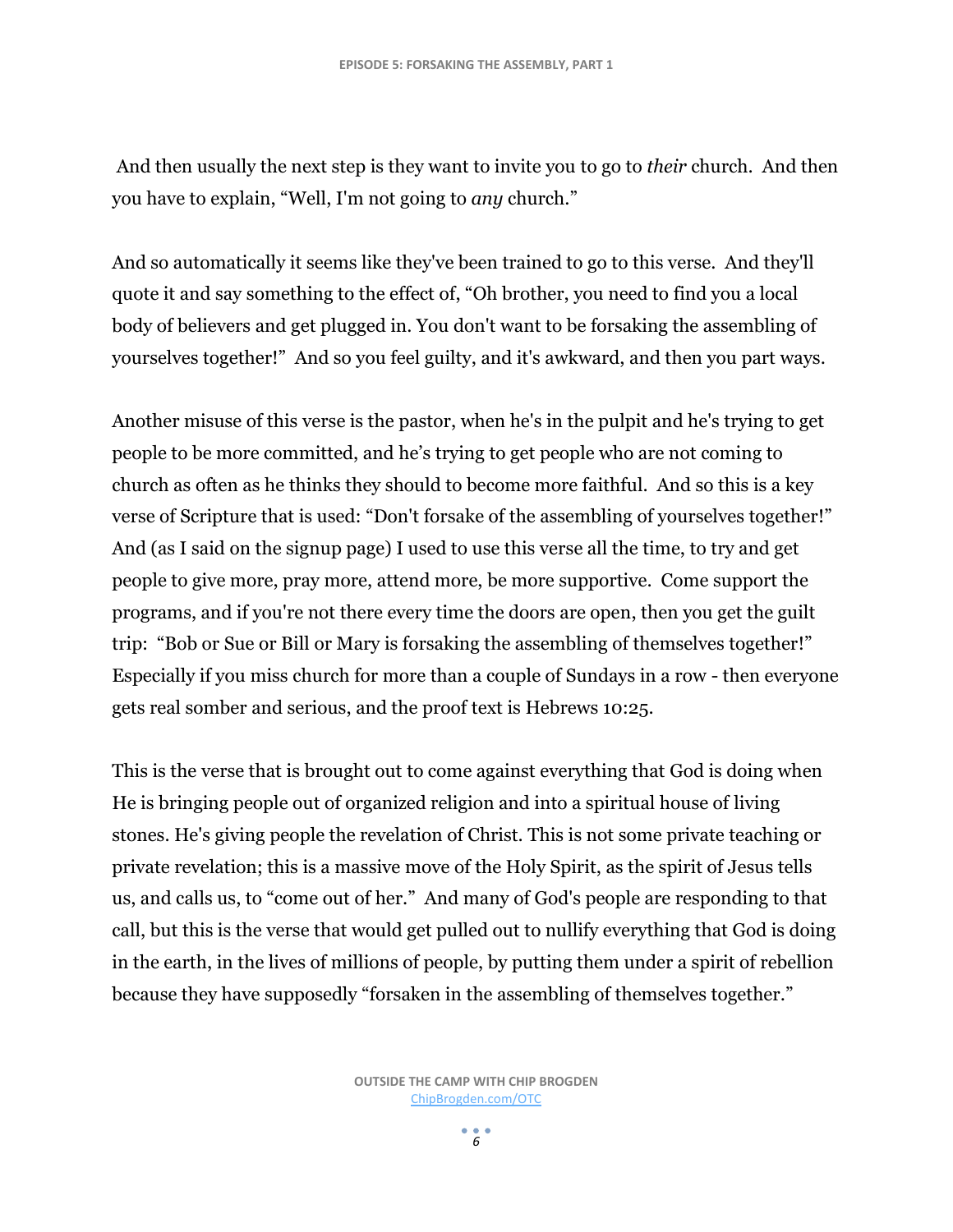And then usually the next step is they want to invite you to go to *their* church. And then you have to explain, "Well, I'm not going to *any* church."

And so automatically it seems like they've been trained to go to this verse. And they'll quote it and say something to the effect of, "Oh brother, you need to find you a local body of believers and get plugged in. You don't want to be forsaking the assembling of yourselves together!" And so you feel guilty, and it's awkward, and then you part ways.

Another misuse of this verse is the pastor, when he's in the pulpit and he's trying to get people to be more committed, and he's trying to get people who are not coming to church as often as he thinks they should to become more faithful. And so this is a key verse of Scripture that is used: "Don't forsake of the assembling of yourselves together!" And (as I said on the signup page) I used to use this verse all the time, to try and get people to give more, pray more, attend more, be more supportive. Come support the programs, and if you're not there every time the doors are open, then you get the guilt trip: "Bob or Sue or Bill or Mary is forsaking the assembling of themselves together!" Especially if you miss church for more than a couple of Sundays in a row - then everyone gets real somber and serious, and the proof text is Hebrews 10:25.

This is the verse that is brought out to come against everything that God is doing when He is bringing people out of organized religion and into a spiritual house of living stones. He's giving people the revelation of Christ. This is not some private teaching or private revelation; this is a massive move of the Holy Spirit, as the spirit of Jesus tells us, and calls us, to "come out of her." And many of God's people are responding to that call, but this is the verse that would get pulled out to nullify everything that God is doing in the earth, in the lives of millions of people, by putting them under a spirit of rebellion because they have supposedly "forsaken in the assembling of themselves together."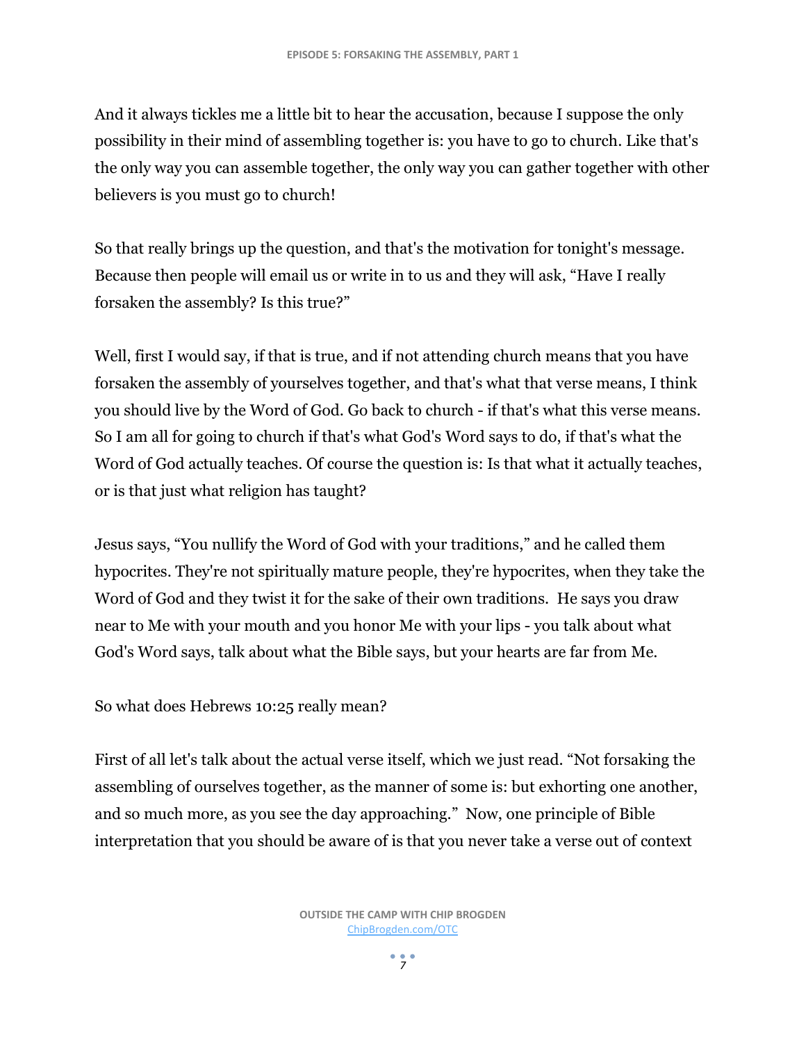And it always tickles me a little bit to hear the accusation, because I suppose the only possibility in their mind of assembling together is: you have to go to church. Like that's the only way you can assemble together, the only way you can gather together with other believers is you must go to church!

So that really brings up the question, and that's the motivation for tonight's message. Because then people will email us or write in to us and they will ask, "Have I really forsaken the assembly? Is this true?"

Well, first I would say, if that is true, and if not attending church means that you have forsaken the assembly of yourselves together, and that's what that verse means, I think you should live by the Word of God. Go back to church - if that's what this verse means. So I am all for going to church if that's what God's Word says to do, if that's what the Word of God actually teaches. Of course the question is: Is that what it actually teaches, or is that just what religion has taught?

Jesus says, "You nullify the Word of God with your traditions," and he called them hypocrites. They're not spiritually mature people, they're hypocrites, when they take the Word of God and they twist it for the sake of their own traditions. He says you draw near to Me with your mouth and you honor Me with your lips - you talk about what God's Word says, talk about what the Bible says, but your hearts are far from Me.

So what does Hebrews 10:25 really mean?

First of all let's talk about the actual verse itself, which we just read. "Not forsaking the assembling of ourselves together, as the manner of some is: but exhorting one another, and so much more, as you see the day approaching." Now, one principle of Bible interpretation that you should be aware of is that you never take a verse out of context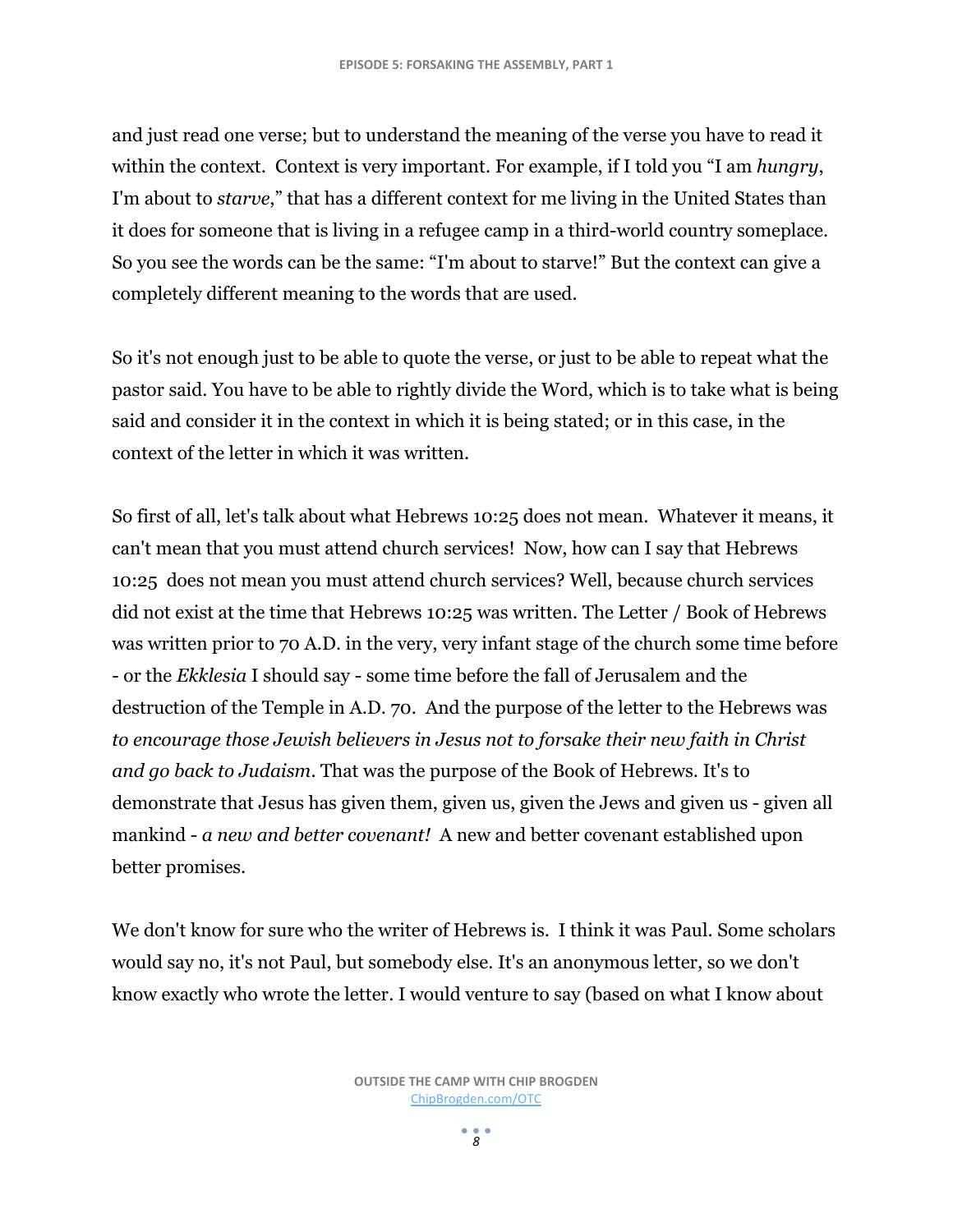and just read one verse; but to understand the meaning of the verse you have to read it within the context. Context is very important. For example, if I told you "I am *hungry*, I'm about to *starve*," that has a different context for me living in the United States than it does for someone that is living in a refugee camp in a third-world country someplace. So you see the words can be the same: "I'm about to starve!" But the context can give a completely different meaning to the words that are used.

So it's not enough just to be able to quote the verse, or just to be able to repeat what the pastor said. You have to be able to rightly divide the Word, which is to take what is being said and consider it in the context in which it is being stated; or in this case, in the context of the letter in which it was written.

So first of all, let's talk about what Hebrews 10:25 does not mean. Whatever it means, it can't mean that you must attend church services! Now, how can I say that Hebrews 10:25 does not mean you must attend church services? Well, because church services did not exist at the time that Hebrews 10:25 was written. The Letter / Book of Hebrews was written prior to 70 A.D. in the very, very infant stage of the church some time before - or the *Ekklesia* I should say - some time before the fall of Jerusalem and the destruction of the Temple in A.D. 70. And the purpose of the letter to the Hebrews was *to encourage those Jewish believers in Jesus not to forsake their new faith in Christ and go back to Judaism*. That was the purpose of the Book of Hebrews. It's to demonstrate that Jesus has given them, given us, given the Jews and given us - given all mankind - *a new and better covenant!* A new and better covenant established upon better promises.

We don't know for sure who the writer of Hebrews is. I think it was Paul. Some scholars would say no, it's not Paul, but somebody else. It's an anonymous letter, so we don't know exactly who wrote the letter. I would venture to say (based on what I know about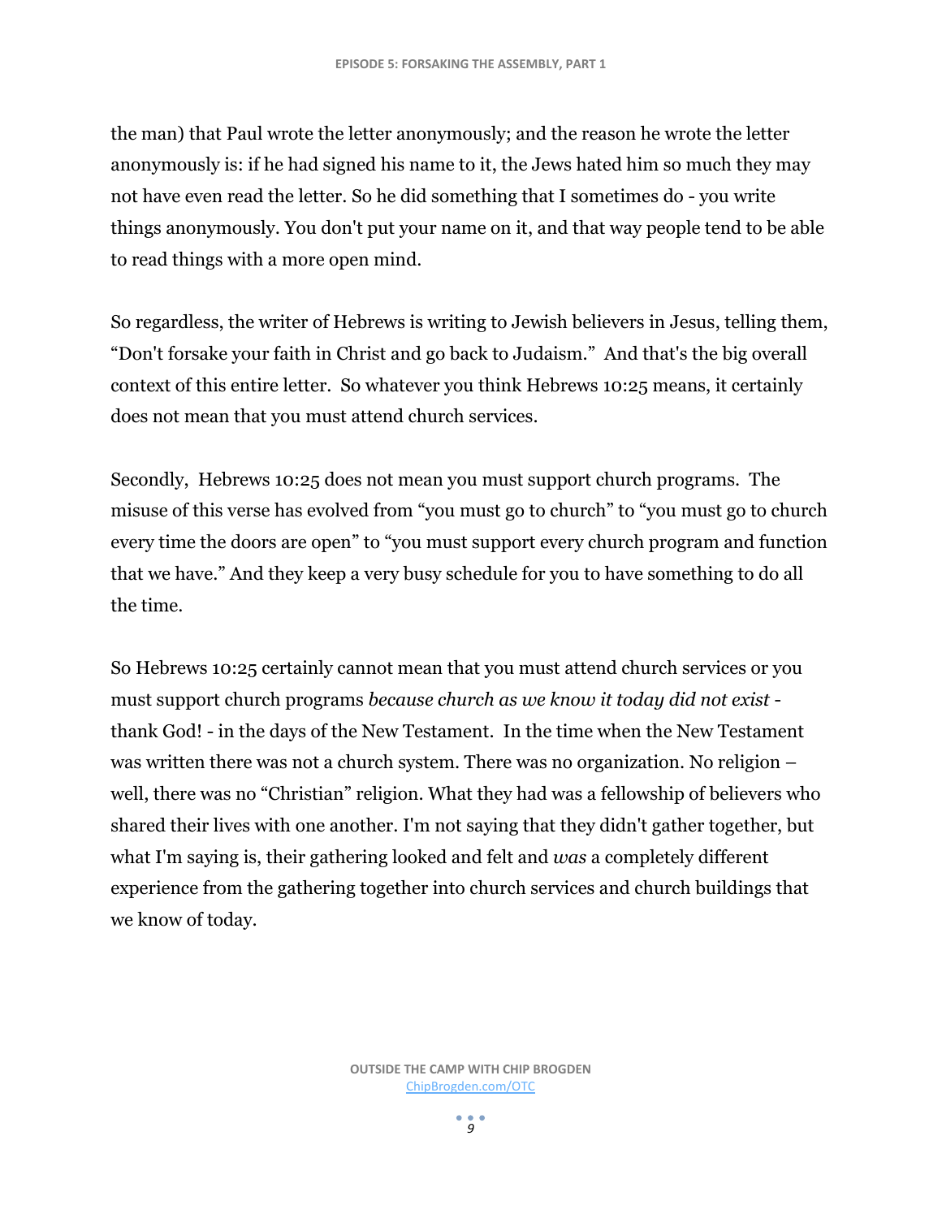the man) that Paul wrote the letter anonymously; and the reason he wrote the letter anonymously is: if he had signed his name to it, the Jews hated him so much they may not have even read the letter. So he did something that I sometimes do - you write things anonymously. You don't put your name on it, and that way people tend to be able to read things with a more open mind.

So regardless, the writer of Hebrews is writing to Jewish believers in Jesus, telling them, "Don't forsake your faith in Christ and go back to Judaism." And that's the big overall context of this entire letter. So whatever you think Hebrews 10:25 means, it certainly does not mean that you must attend church services.

Secondly, Hebrews 10:25 does not mean you must support church programs. The misuse of this verse has evolved from "you must go to church" to "you must go to church every time the doors are open" to "you must support every church program and function that we have." And they keep a very busy schedule for you to have something to do all the time.

So Hebrews 10:25 certainly cannot mean that you must attend church services or you must support church programs *because church as we know it today did not exist* - thank God! - in the days of the New Testament. In the time when the New Testament was written there was not a church system. There was no organization. No religion – well, there was no "Christian" religion. What they had was a fellowship of believers who shared their lives with one another. I'm not saying that they didn't gather together, but what I'm saying is, their gathering looked and felt and *was* a completely different experience from the gathering together into church services and church buildings that we know of today.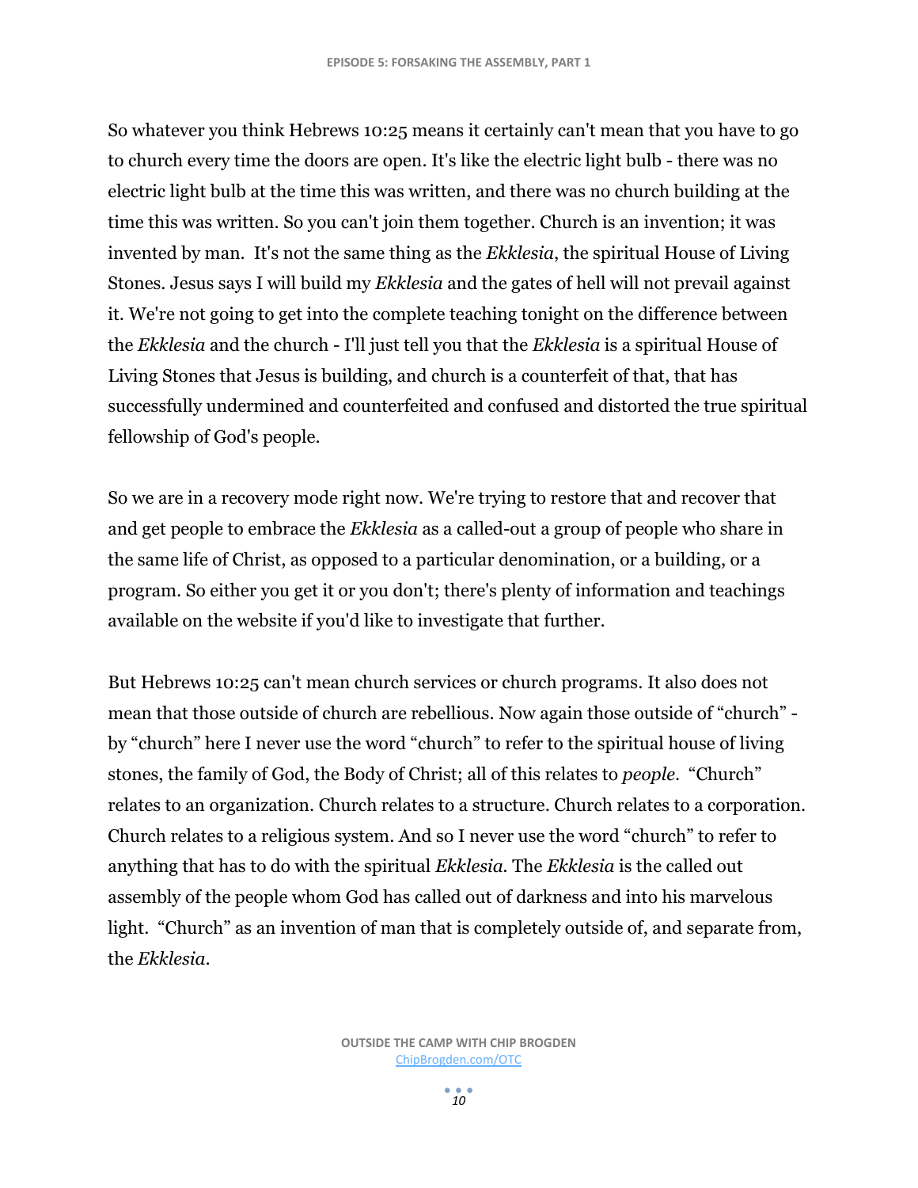So whatever you think Hebrews 10:25 means it certainly can't mean that you have to go to church every time the doors are open. It's like the electric light bulb - there was no electric light bulb at the time this was written, and there was no church building at the time this was written. So you can't join them together. Church is an invention; it was invented by man. It's not the same thing as the *Ekklesia*, the spiritual House of Living Stones. Jesus says I will build my *Ekklesia* and the gates of hell will not prevail against it. We're not going to get into the complete teaching tonight on the difference between the *Ekklesia* and the church - I'll just tell you that the *Ekklesia* is a spiritual House of Living Stones that Jesus is building, and church is a counterfeit of that, that has successfully undermined and counterfeited and confused and distorted the true spiritual fellowship of God's people.

So we are in a recovery mode right now. We're trying to restore that and recover that and get people to embrace the *Ekklesia* as a called-out a group of people who share in the same life of Christ, as opposed to a particular denomination, or a building, or a program. So either you get it or you don't; there's plenty of information and teachings available on the website if you'd like to investigate that further.

But Hebrews 10:25 can't mean church services or church programs. It also does not mean that those outside of church are rebellious. Now again those outside of "church" - by "church" here I never use the word "church" to refer to the spiritual house of living stones, the family of God, the Body of Christ; all of this relates to *people*. "Church" relates to an organization. Church relates to a structure. Church relates to a corporation. Church relates to a religious system. And so I never use the word "church" to refer to anything that has to do with the spiritual *Ekklesia*. The *Ekklesia* is the called out assembly of the people whom God has called out of darkness and into his marvelous light. "Church" as an invention of man that is completely outside of, and separate from, the *Ekklesia*.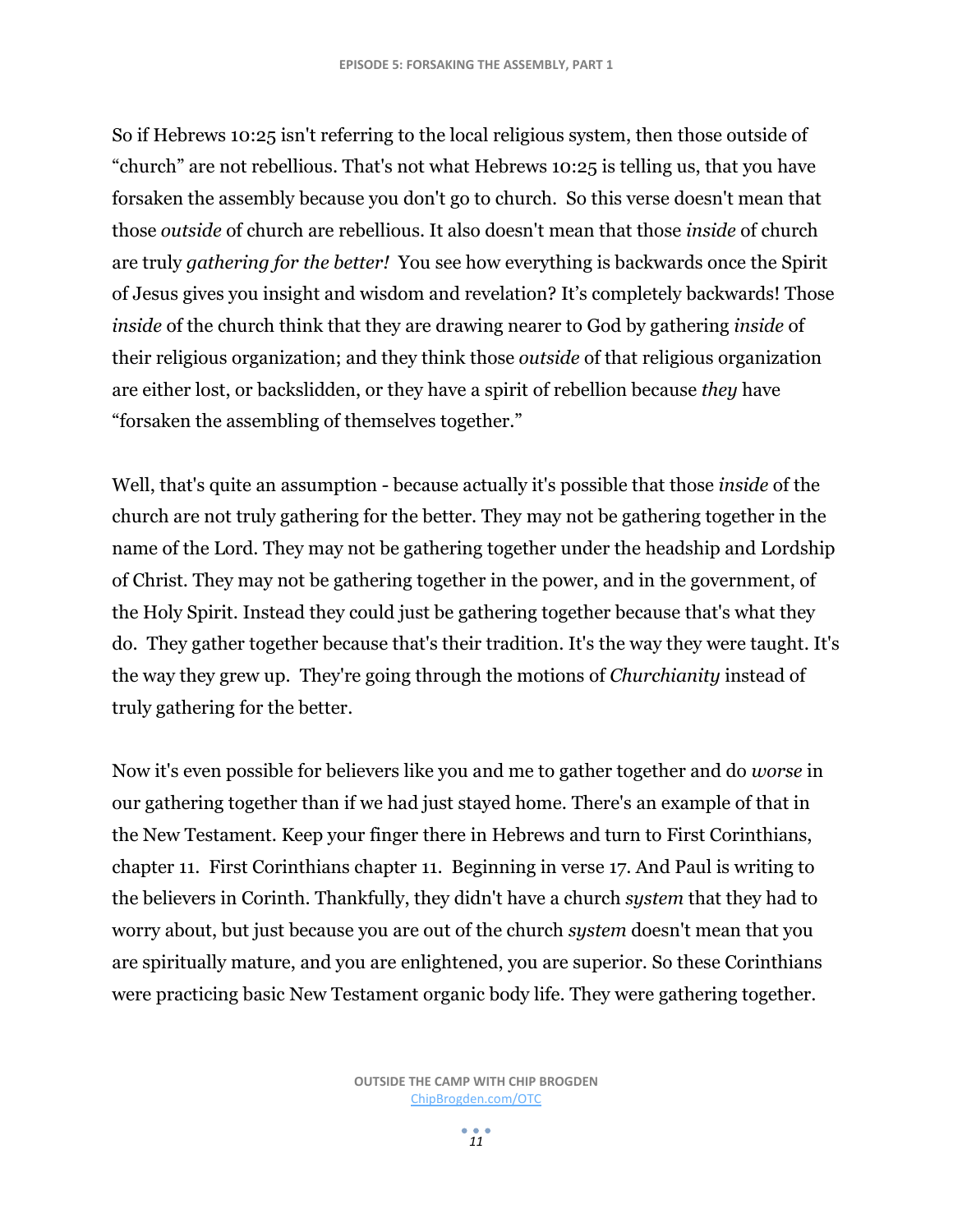So if Hebrews 10:25 isn't referring to the local religious system, then those outside of "church" are not rebellious. That's not what Hebrews 10:25 is telling us, that you have forsaken the assembly because you don't go to church. So this verse doesn't mean that those *outside* of church are rebellious. It also doesn't mean that those *inside* of church are truly *gathering for the better!* You see how everything is backwards once the Spirit of Jesus gives you insight and wisdom and revelation? It's completely backwards! Those *inside* of the church think that they are drawing nearer to God by gathering *inside* of their religious organization; and they think those *outside* of that religious organization are either lost, or backslidden, or they have a spirit of rebellion because *they* have "forsaken the assembling of themselves together."

Well, that's quite an assumption - because actually it's possible that those *inside* of the church are not truly gathering for the better. They may not be gathering together in the name of the Lord. They may not be gathering together under the headship and Lordship of Christ. They may not be gathering together in the power, and in the government, of the Holy Spirit. Instead they could just be gathering together because that's what they do. They gather together because that's their tradition. It's the way they were taught. It's the way they grew up. They're going through the motions of *Churchianity* instead of truly gathering for the better.

Now it's even possible for believers like you and me to gather together and do *worse* in our gathering together than if we had just stayed home. There's an example of that in the New Testament. Keep your finger there in Hebrews and turn to First Corinthians, chapter 11. First Corinthians chapter 11. Beginning in verse 17. And Paul is writing to the believers in Corinth. Thankfully, they didn't have a church *system* that they had to worry about, but just because you are out of the church *system* doesn't mean that you are spiritually mature, and you are enlightened, you are superior. So these Corinthians were practicing basic New Testament organic body life. They were gathering together.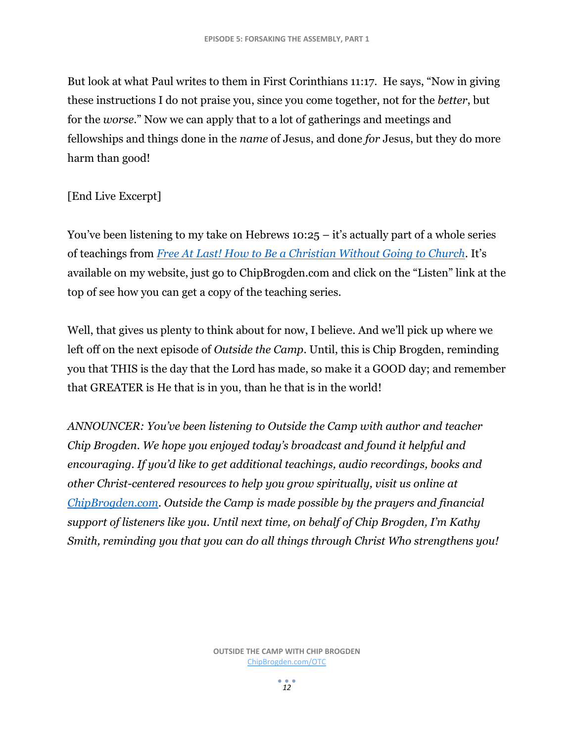But look at what Paul writes to them in First Corinthians 11:17. He says, "Now in giving these instructions I do not praise you, since you come together, not for the *better*, but for the *worse*." Now we can apply that to a lot of gatherings and meetings and fellowships and things done in the *name* of Jesus, and done *for* Jesus, but they do more harm than good!

[End Live Excerpt]

You've been listening to my take on Hebrews 10:25 – it's actually part of a whole series of teachings from *Free At Last! How to Be a Christian Without Going to Church*. It's available on my website, just go to ChipBrogden.com and click on the "Listen" link at the top of see how you can get a copy of the teaching series.

Well, that gives us plenty to think about for now, I believe. And we'll pick up where we left off on the next episode of *Outside the Camp*. Until, this is Chip Brogden, reminding you that THIS is the day that the Lord has made, so make it a GOOD day; and remember that GREATER is He that is in you, than he that is in the world!

*ANNOUNCER: You've been listening to Outside the Camp with author and teacher Chip Brogden. We hope you enjoyed today's broadcast and found it helpful and encouraging. If you'd like to get additional teachings, audio recordings, books and other Christ-centered resources to help you grow spiritually, visit us online at ChipBrogden.com. Outside the Camp is made possible by the prayers and financial support of listeners like you. Until next time, on behalf of Chip Brogden, I'm Kathy Smith, reminding you that you can do all things through Christ Who strengthens you!*